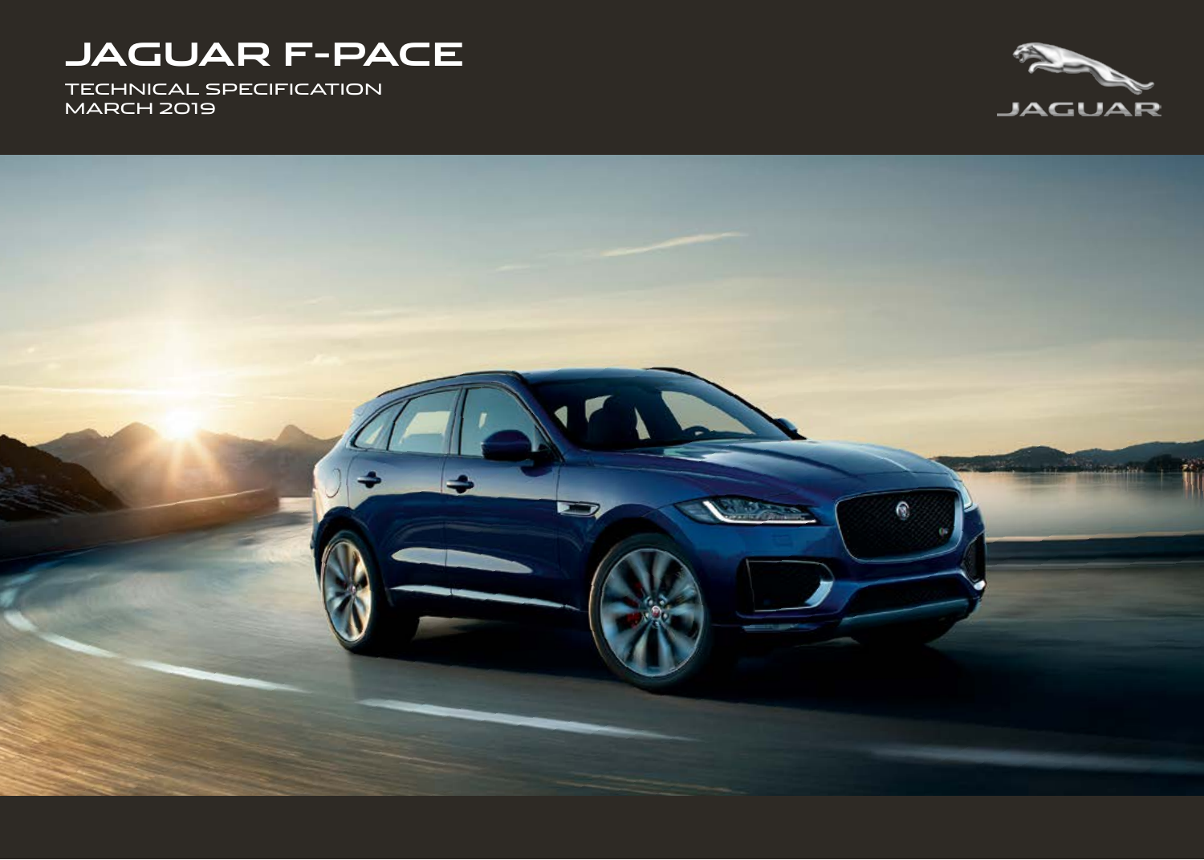# JAGUAR F-PACE

TECHNICAL SPECIFICATION
MARCH 2019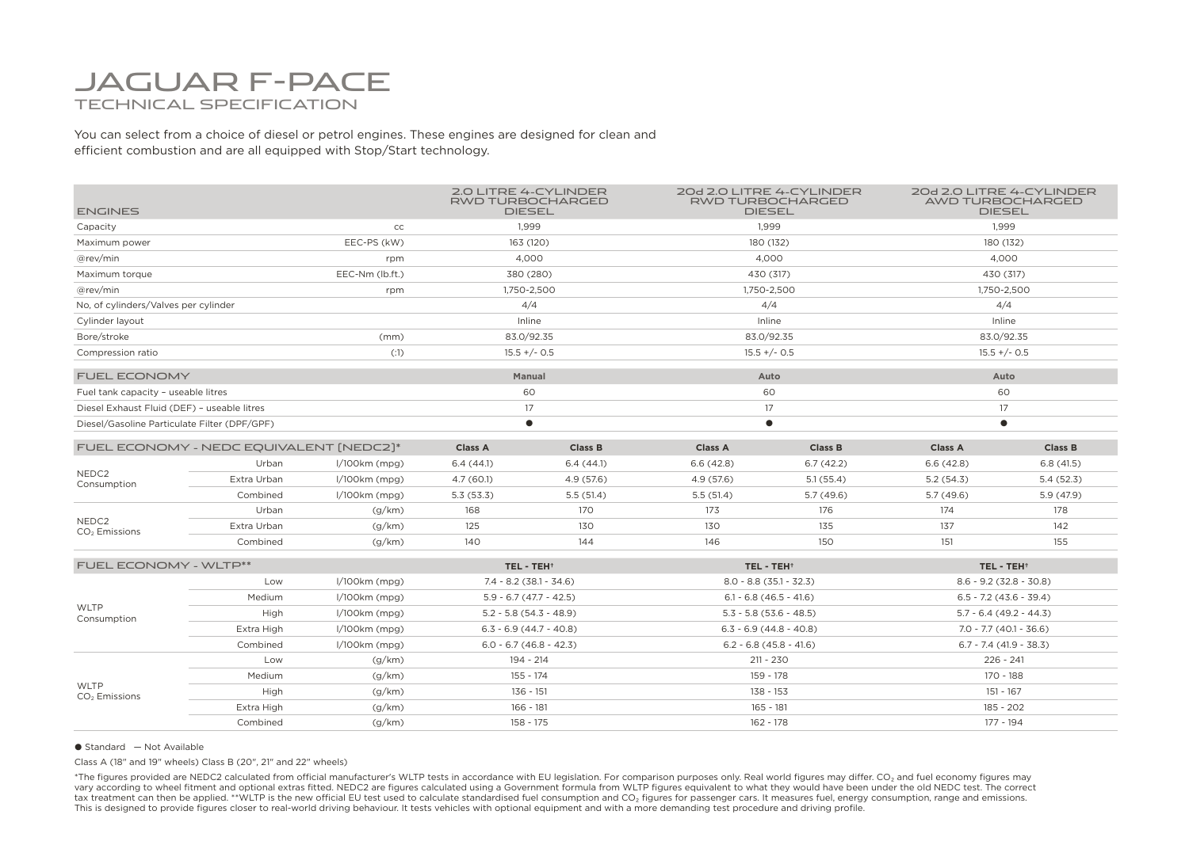# JAGUAR F-PACE
## TECHNICAL SPECIFICATION

You can select from a choice of diesel or petrol engines. These engines are designed for clean and efficient combustion and are all equipped with Stop/Start technology.

| ENGINES | | 2.0 LITRE 4-CYLINDER RWD TURBOCHARGED DIESEL | 20d 2.0 LITRE 4-CYLINDER RWD TURBOCHARGED DIESEL | 20d 2.0 LITRE 4-CYLINDER AWD TURBOCHARGED DIESEL |
|---|---|---|---|---|
| Capacity | cc | 1,999 | 1,999 | 1,999 |
| Maximum power | EEC-PS (kW) | 163 (120) | 180 (132) | 180 (132) |
| @rev/min | rpm | 4,000 | 4,000 | 4,000 |
| Maximum torque | EEC-Nm (lb.ft.) | 380 (280) | 430 (317) | 430 (317) |
| @rev/min | rpm | 1,750-2,500 | 1,750-2,500 | 1,750-2,500 |
| No, of cylinders/Valves per cylinder | | 4/4 | 4/4 | 4/4 |
| Cylinder layout | | Inline | Inline | Inline |
| Bore/stroke | (mm) | 83.0/92.35 | 83.0/92.35 | 83.0/92.35 |
| Compression ratio | (:1) | 15.5 +/- 0.5 | 15.5 +/- 0.5 | 15.5 +/- 0.5 |

| FUEL ECONOMY | Manual | Auto | Auto |
|---|---|---|---|
| Fuel tank capacity – useable litres | 60 | 60 | 60 |
| Diesel Exhaust Fluid (DEF) – useable litres | 17 | 17 | 17 |
| Diesel/Gasoline Particulate Filter (DPF/GPF) | ● | ● | ● |

| FUEL ECONOMY - NEDC EQUIVALENT (NEDC2)* | | | Class A | Class B | Class A | Class B | Class A | Class B |
|---|---|---|---|---|---|---|---|---|
| NEDC2 Consumption | Urban | l/100km (mpg) | 6.4 (44.1) | 6.4 (44.1) | 6.6 (42.8) | 6.7 (42.2) | 6.6 (42.8) | 6.8 (41.5) |
| | Extra Urban | l/100km (mpg) | 4.7 (60.1) | 4.9 (57.6) | 4.9 (57.6) | 5.1 (55.4) | 5.2 (54.3) | 5.4 (52.3) |
| | Combined | l/100km (mpg) | 5.3 (53.3) | 5.5 (51.4) | 5.5 (51.4) | 5.7 (49.6) | 5.7 (49.6) | 5.9 (47.9) |
| NEDC2 $CO_2$ Emissions | Urban | (g/km) | 168 | 170 | 173 | 176 | 174 | 178 |
| | Extra Urban | (g/km) | 125 | 130 | 130 | 135 | 137 | 142 |
| | Combined | (g/km) | 140 | 144 | 146 | 150 | 151 | 155 |

| FUEL ECONOMY - WLTP** | | | TEL - TEH† | TEL - TEH† | TEL - TEH† |
|---|---|---|---|---|---|
| WLTP Consumption | Low | l/100km (mpg) | 7.4 - 8.2 (38.1 - 34.6) | 8.0 - 8.8 (35.1 - 32.3) | 8.6 - 9.2 (32.8 - 30.8) |
| | Medium | l/100km (mpg) | 5.9 - 6.7 (47.7 - 42.5) | 6.1 - 6.8 (46.5 - 41.6) | 6.5 - 7.2 (43.6 - 39.4) |
| | High | l/100km (mpg) | 5.2 - 5.8 (54.3 - 48.9) | 5.3 - 5.8 (53.6 - 48.5) | 5.7 - 6.4 (49.2 - 44.3) |
| | Extra High | l/100km (mpg) | 6.3 - 6.9 (44.7 - 40.8) | 6.3 - 6.9 (44.8 - 40.8) | 7.0 - 7.7 (40.1 - 36.6) |
| | Combined | l/100km (mpg) | 6.0 - 6.7 (46.8 - 42.3) | 6.2 - 6.8 (45.8 - 41.6) | 6.7 - 7.4 (41.9 - 38.3) |
| WLTP $CO_2$ Emissions | Low | (g/km) | 194 - 214 | 211 - 230 | 226 - 241 |
| | Medium | (g/km) | 155 - 174 | 159 - 178 | 170 - 188 |
| | High | (g/km) | 136 - 151 | 138 - 153 | 151 - 167 |
| | Extra High | (g/km) | 166 - 181 | 165 - 181 | 185 - 202 |
| | Combined | (g/km) | 158 - 175 | 162 - 178 | 177 - 194 |

● Standard — Not Available

Class A (18" and 19" wheels) Class B (20", 21" and 22" wheels)

*The figures provided are NEDC2 calculated from official manufacturer's WLTP tests in accordance with EU legislation. For comparison purposes only. Real world figures may differ. $CO_2$ and fuel economy figures may vary according to wheel fitment and optional extras fitted. NEDC2 are figures calculated using a Government formula from WLTP figures equivalent to what they would have been under the old NEDC test. The correct tax treatment can then be applied. **WLTP is the new official EU test used to calculate standardised fuel consumption and $CO_2$ figures for passenger cars. It measures fuel, energy consumption, range and emissions. This is designed to provide figures closer to real-world driving behaviour. It tests vehicles with optional equipment and with a more demanding test procedure and driving profile.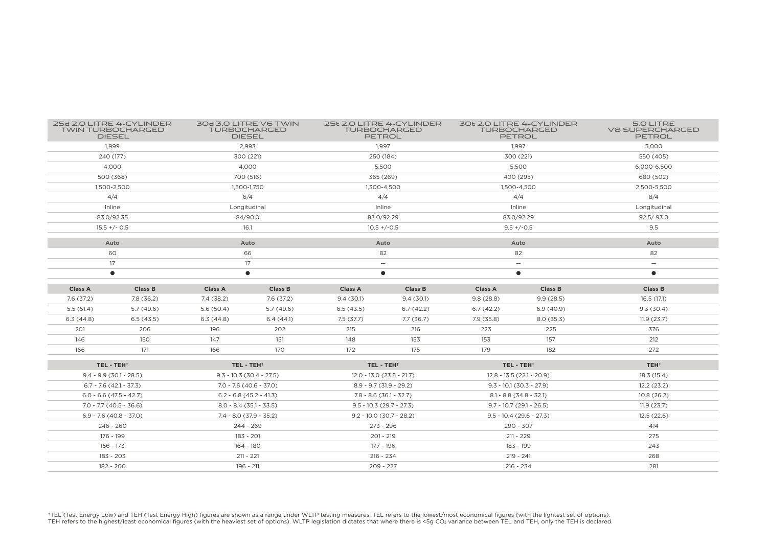| 25d 2.0 LITRE 4-CYLINDER TWIN TURBOCHARGED DIESEL | | 30d 3.0 LITRE V6 TWIN TURBOCHARGED DIESEL | | 25t 2.0 LITRE 4-CYLINDER TURBOCHARGED PETROL | | 30t 2.0 LITRE 4-CYLINDER TURBOCHARGED PETROL | | 5.0 LITRE V8 SUPERCHARGED PETROL |
|---|---|---|---|---|---|---|---|---|
| 1,999 | | 2,993 | | 1,997 | | 1,997 | | 5,000 |
| 240 (177) | | 300 (221) | | 250 (184) | | 300 (221) | | 550 (405) |
| 4,000 | | 4,000 | | 5,500 | | 5,500 | | 6,000-6,500 |
| 500 (368) | | 700 (516) | | 365 (269) | | 400 (295) | | 680 (502) |
| 1,500-2,500 | | 1,500-1,750 | | 1,300-4,500 | | 1,500-4,500 | | 2,500-5,500 |
| 4/4 | | 6/4 | | 4/4 | | 4/4 | | 8/4 |
| Inline | | Longitudinal | | Inline | | Inline | | Longitudinal |
| 83.0/92.35 | | 84/90.0 | | 83.0/92.29 | | 83.0/92.29 | | 92.5/ 93.0 |
| 15.5 +/- 0.5 | | 16.1 | | 10.5 +/-0.5 | | 9.5 +/-0.5 | | 9.5 |
| **Auto** | | **Auto** | | **Auto** | | **Auto** | | **Auto** |
| 60 | | 66 | | 82 | | 82 | | 82 |
| 17 | | 17 | | — | | — | | — |
| ● | | ● | | ● | | ● | | ● |
| **Class A** | **Class B** | **Class A** | **Class B** | **Class A** | **Class B** | **Class A** | **Class B** | **Class B** |
| 7.6 (37.2) | 7.8 (36.2) | 7.4 (38.2) | 7.6 (37.2) | 9.4 (30.1) | 9.4 (30.1) | 9.8 (28.8) | 9.9 (28.5) | 16.5 (17.1) |
| 5.5 (51.4) | 5.7 (49.6) | 5.6 (50.4) | 5.7 (49.6) | 6.5 (43.5) | 6.7 (42.2) | 6.7 (42.2) | 6.9 (40.9) | 9.3 (30.4) |
| 6.3 (44.8) | 6.5 (43.5) | 6.3 (44.8) | 6.4 (44.1) | 7.5 (37.7) | 7.7 (36.7) | 7.9 (35.8) | 8.0 (35.3) | 11.9 (23.7) |
| 201 | 206 | 196 | 202 | 215 | 216 | 223 | 225 | 376 |
| 146 | 150 | 147 | 151 | 148 | 153 | 153 | 157 | 212 |
| 166 | 171 | 166 | 170 | 172 | 175 | 179 | 182 | 272 |
| **TEL - TEH†** | | **TEL - TEH†** | | **TEL - TEH†** | | **TEL - TEH†** | | **TEH†** |
| 9.4 - 9.9 (30.1 - 28.5) | | 9.3 - 10.3 (30.4 - 27.5) | | 12.0 - 13.0 (23.5 - 21.7) | | 12.8 - 13.5 (22.1 - 20.9) | | 18.3 (15.4) |
| 6.7 - 7.6 (42.1 - 37.3) | | 7.0 - 7.6 (40.6 - 37.0) | | 8.9 - 9.7 (31.9 - 29.2) | | 9.3 - 10.1 (30.3 - 27.9) | | 12.2 (23.2) |
| 6.0 - 6.6 (47.5 - 42.7) | | 6.2 - 6.8 (45.2 - 41.3) | | 7.8 - 8.6 (36.1 - 32.7) | | 8.1 - 8.8 (34.8 - 32.1) | | 10.8 (26.2) |
| 7.0 - 7.7 (40.5 - 36.6) | | 8.0 - 8.4 (35.1 - 33.5) | | 9.5 - 10.3 (29.7 - 27.3) | | 9.7 - 10.7 (29.1 - 26.5) | | 11.9 (23.7) |
| 6.9 - 7.6 (40.8 - 37.0) | | 7.4 - 8.0 (37.9 - 35.2) | | 9.2 - 10.0 (30.7 - 28.2) | | 9.5 - 10.4 (29.6 - 27.3) | | 12.5 (22.6) |
| 246 - 260 | | 244 - 269 | | 273 - 296 | | 290 - 307 | | 414 |
| 176 - 199 | | 183 - 201 | | 201 - 219 | | 211 - 229 | | 275 |
| 156 - 173 | | 164 - 180 | | 177 - 196 | | 183 - 199 | | 243 |
| 183 - 203 | | 211 - 221 | | 216 - 234 | | 219 - 241 | | 268 |
| 182 - 200 | | 196 - 211 | | 209 - 227 | | 216 - 234 | | 281 |

†TEL (Test Energy Low) and TEH (Test Energy High) figures are shown as a range under WLTP testing measures. TEL refers to the lowest/most economical figures (with the lightest set of options). TEH refers to the highest/least economical figures (with the heaviest set of options). WLTP legislation dictates that where there is <5g $CO_2$ variance between TEL and TEH, only the TEH is declared.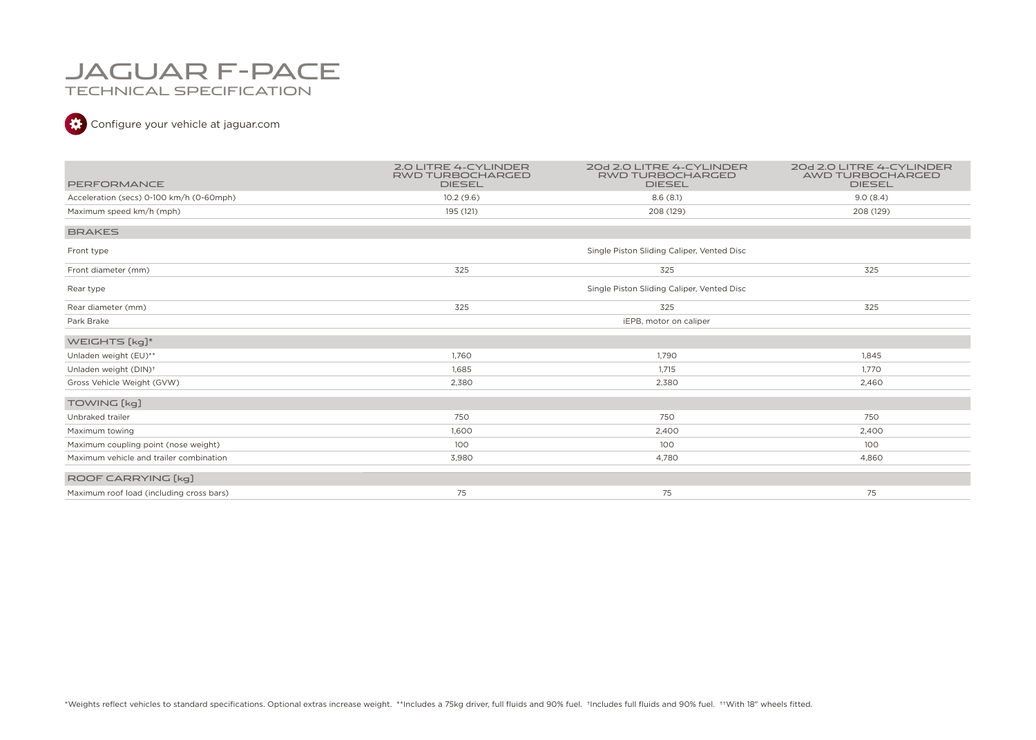# JAGUAR F-PACE

## TECHNICAL SPECIFICATION

Configure your vehicle at jaguar.com

| PERFORMANCE | 2.0 LITRE 4-CYLINDER RWD TURBOCHARGED DIESEL | 20d 2.0 LITRE 4-CYLINDER RWD TURBOCHARGED DIESEL | 20d 2.0 LITRE 4-CYLINDER AWD TURBOCHARGED DIESEL |
|---|---|---|---|
| Acceleration (secs) 0-100 km/h (0-60mph) | 10.2 (9.6) | 8.6 (8.1) | 9.0 (8.4) |
| Maximum speed km/h (mph) | 195 (121) | 208 (129) | 208 (129) |
| **BRAKES** | | | |
| Front type | | Single Piston Sliding Caliper, Vented Disc | |
| Front diameter (mm) | 325 | 325 | 325 |
| Rear type | | Single Piston Sliding Caliper, Vented Disc | |
| Rear diameter (mm) | 325 | 325 | 325 |
| Park Brake | | iEPB, motor on caliper | |
| **WEIGHTS [kg]*** | | | |
| Unladen weight (EU)** | 1,760 | 1,790 | 1,845 |
| Unladen weight (DIN)† | 1,685 | 1,715 | 1,770 |
| Gross Vehicle Weight (GVW) | 2,380 | 2,380 | 2,460 |
| **TOWING [kg]** | | | |
| Unbraked trailer | 750 | 750 | 750 |
| Maximum towing | 1,600 | 2,400 | 2,400 |
| Maximum coupling point (nose weight) | 100 | 100 | 100 |
| Maximum vehicle and trailer combination | 3,980 | 4,780 | 4,860 |
| **ROOF CARRYING [kg]** | | | |
| Maximum roof load (including cross bars) | 75 | 75 | 75 |

*Weights reflect vehicles to standard specifications. Optional extras increase weight. **Includes a 75kg driver, full fluids and 90% fuel. †Includes full fluids and 90% fuel. ††With 18" wheels fitted.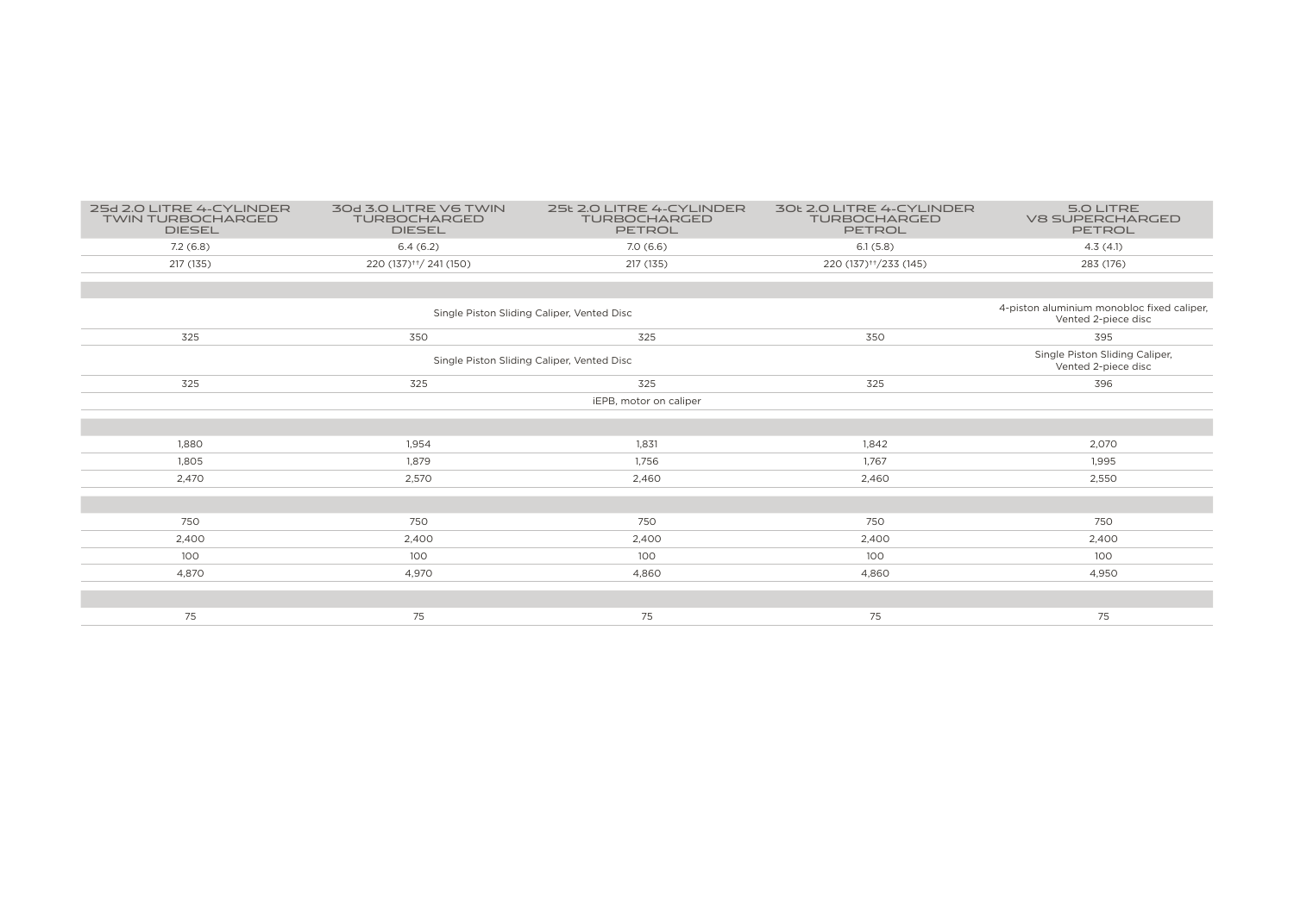| 25d 2.0 LITRE 4-CYLINDER TWIN TURBOCHARGED DIESEL | 30d 3.0 LITRE V6 TWIN TURBOCHARGED DIESEL | 25t 2.0 LITRE 4-CYLINDER TURBOCHARGED PETROL | 30t 2.0 LITRE 4-CYLINDER TURBOCHARGED PETROL | 5.0 LITRE V8 SUPERCHARGED PETROL |
|---|---|---|---|---|
| 7.2 (6.8) | 6.4 (6.2) | 7.0 (6.6) | 6.1 (5.8) | 4.3 (4.1) |
| 217 (135) | 220 (137)[††]/ 241 (150) | 217 (135) | 220 (137)[††]/233 (145) | 283 (176) |
| | | | | |
| Single Piston Sliding Caliper, Vented Disc | | | | 4-piston aluminium monobloc fixed caliper, Vented 2-piece disc |
| 325 | 350 | 325 | 350 | 395 |
| Single Piston Sliding Caliper, Vented Disc | | | | Single Piston Sliding Caliper, Vented 2-piece disc |
| 325 | 325 | 325 | 325 | 396 |
| iEPB, motor on caliper | | | | |
| | | | | |
| 1,880 | 1,954 | 1,831 | 1,842 | 2,070 |
| 1,805 | 1,879 | 1,756 | 1,767 | 1,995 |
| 2,470 | 2,570 | 2,460 | 2,460 | 2,550 |
| | | | | |
| 750 | 750 | 750 | 750 | 750 |
| 2,400 | 2,400 | 2,400 | 2,400 | 2,400 |
| 100 | 100 | 100 | 100 | 100 |
| 4,870 | 4,970 | 4,860 | 4,860 | 4,950 |
| | | | | |
| 75 | 75 | 75 | 75 | 75 |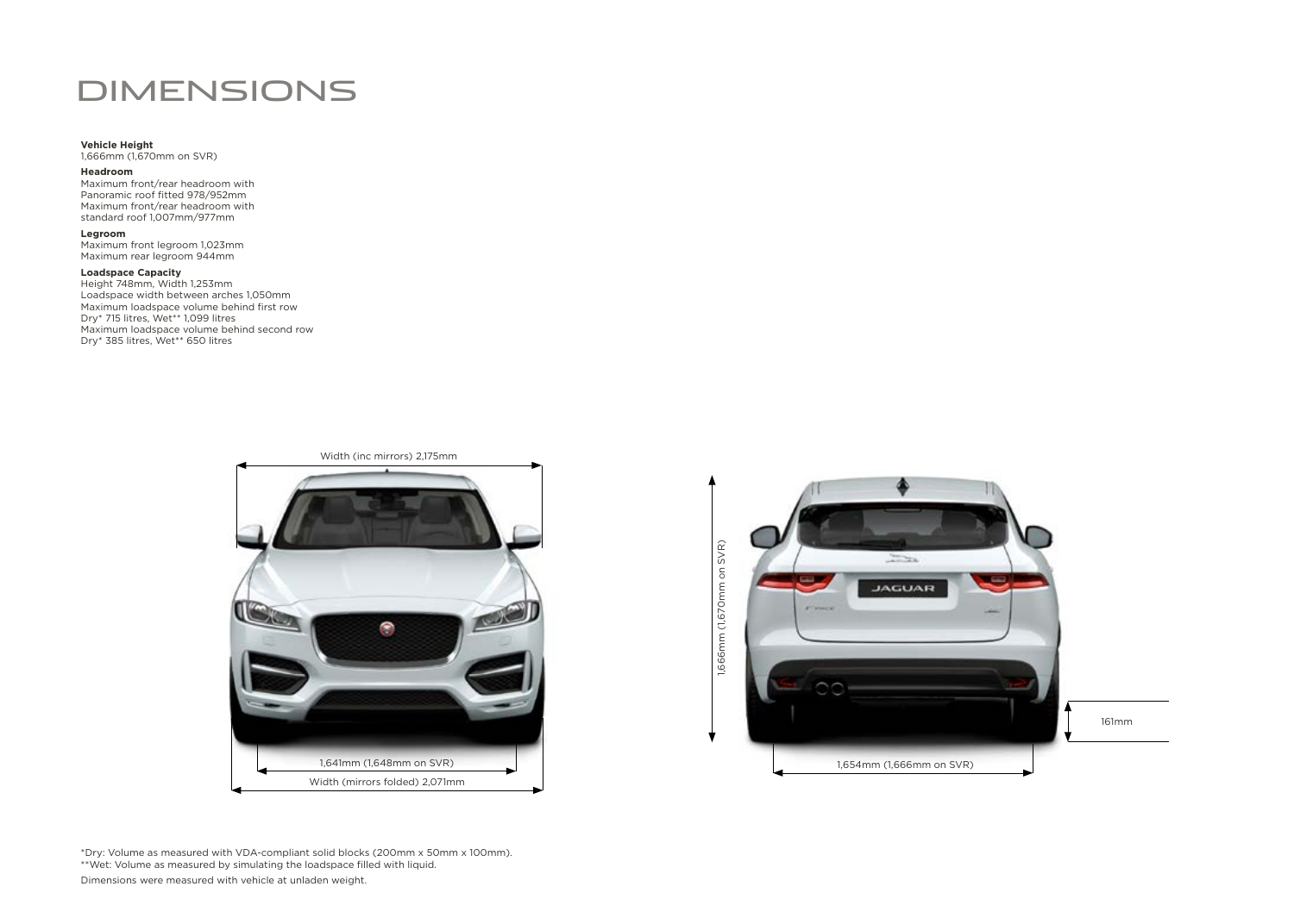# DIMENSIONS

**Vehicle Height**
1,666mm (1,670mm on SVR)

**Headroom**
Maximum front/rear headroom with Panoramic roof fitted 978/952mm
Maximum front/rear headroom with standard roof 1,007mm/977mm

**Legroom**
Maximum front legroom 1,023mm
Maximum rear legroom 944mm

**Loadspace Capacity**
Height 748mm, Width 1,253mm
Loadspace width between arches 1,050mm
Maximum loadspace volume behind first row
Dry* 715 litres, Wet** 1,099 litres
Maximum loadspace volume behind second row
Dry* 385 litres, Wet** 650 litres

Width (inc mirrors) 2,175mm

1,641mm (1,648mm on SVR)

Width (mirrors folded) 2,071mm

1,666mm (1,670mm on SVR)

161mm

1,654mm (1,666mm on SVR)

*Dry: Volume as measured with VDA-compliant solid blocks (200mm x 50mm x 100mm).
**Wet: Volume as measured by simulating the loadspace filled with liquid.
Dimensions were measured with vehicle at unladen weight.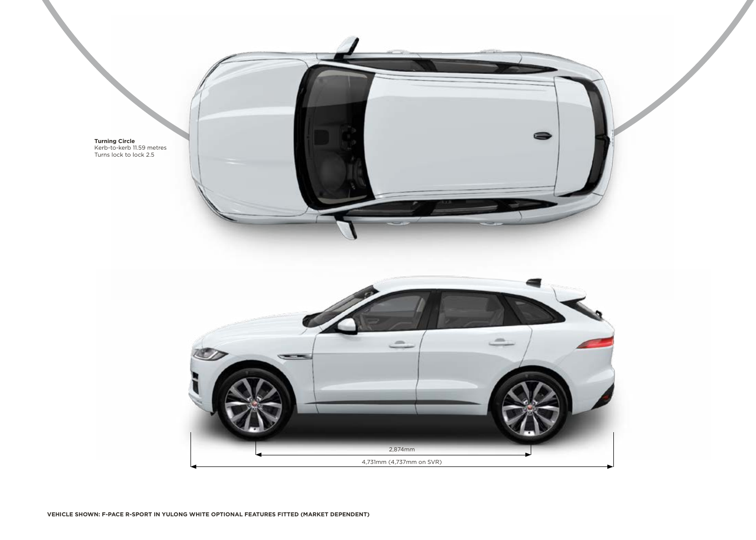**Turning Circle**
Kerb-to-kerb 11.59 metres
Turns lock to lock 2.5

2,874mm

4,731mm (4,737mm on SVR)

**VEHICLE SHOWN: F-PACE R-SPORT IN YULONG WHITE OPTIONAL FEATURES FITTED (MARKET DEPENDENT)**